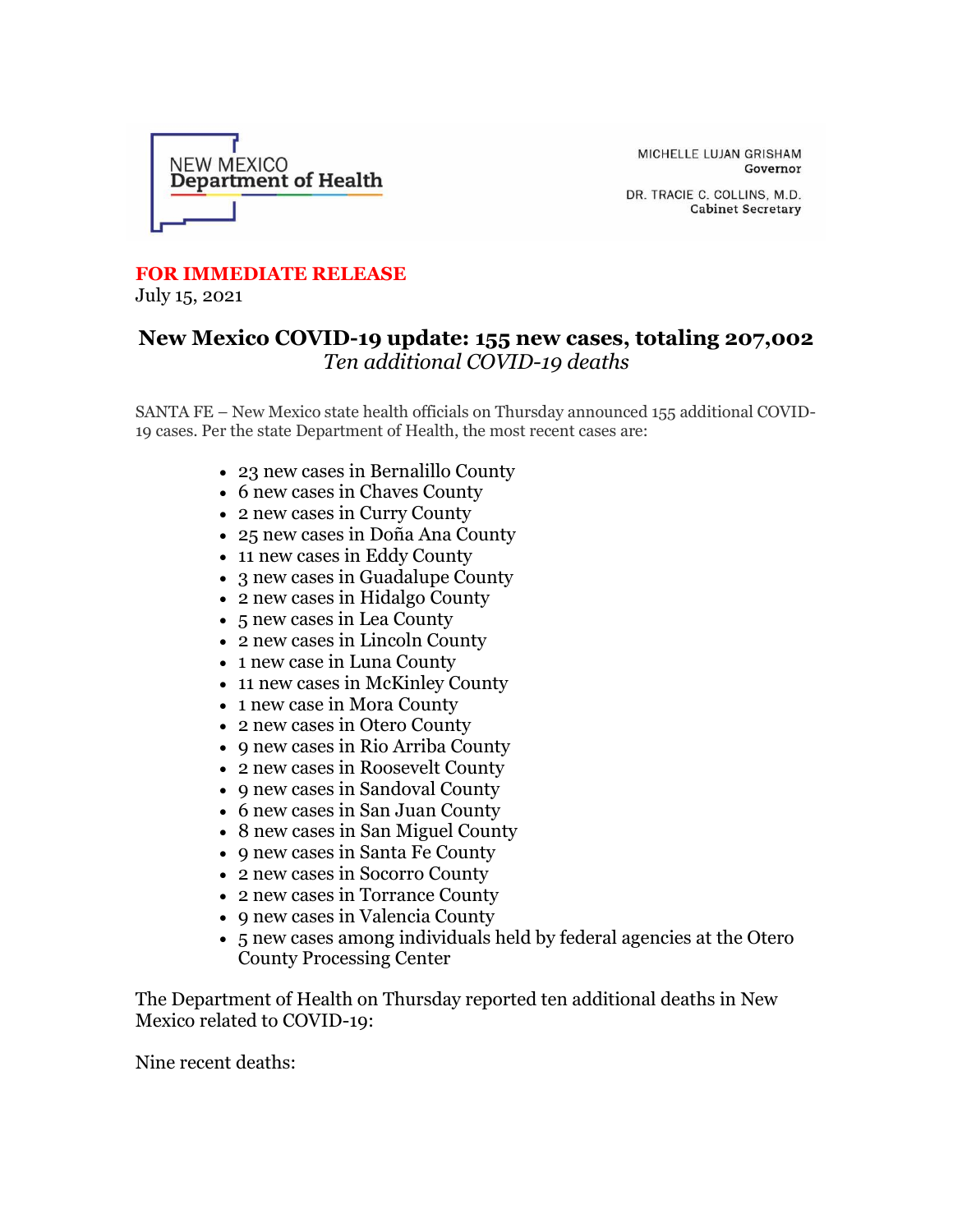NEW MEXICO
Department of Health

MICHELLE LUJAN GRISHAM
Governor

DR. TRACIE C. COLLINS, M.D.
Cabinet Secretary

**FOR IMMEDIATE RELEASE**
July 15, 2021

## New Mexico COVID-19 update: 155 new cases, totaling 207,002
*Ten additional COVID-19 deaths*

SANTA FE – New Mexico state health officials on Thursday announced 155 additional COVID-19 cases. Per the state Department of Health, the most recent cases are:

- 23 new cases in Bernalillo County
- 6 new cases in Chaves County
- 2 new cases in Curry County
- 25 new cases in Doña Ana County
- 11 new cases in Eddy County
- 3 new cases in Guadalupe County
- 2 new cases in Hidalgo County
- 5 new cases in Lea County
- 2 new cases in Lincoln County
- 1 new case in Luna County
- 11 new cases in McKinley County
- 1 new case in Mora County
- 2 new cases in Otero County
- 9 new cases in Rio Arriba County
- 2 new cases in Roosevelt County
- 9 new cases in Sandoval County
- 6 new cases in San Juan County
- 8 new cases in San Miguel County
- 9 new cases in Santa Fe County
- 2 new cases in Socorro County
- 2 new cases in Torrance County
- 9 new cases in Valencia County
- 5 new cases among individuals held by federal agencies at the Otero County Processing Center

The Department of Health on Thursday reported ten additional deaths in New Mexico related to COVID-19:

Nine recent deaths: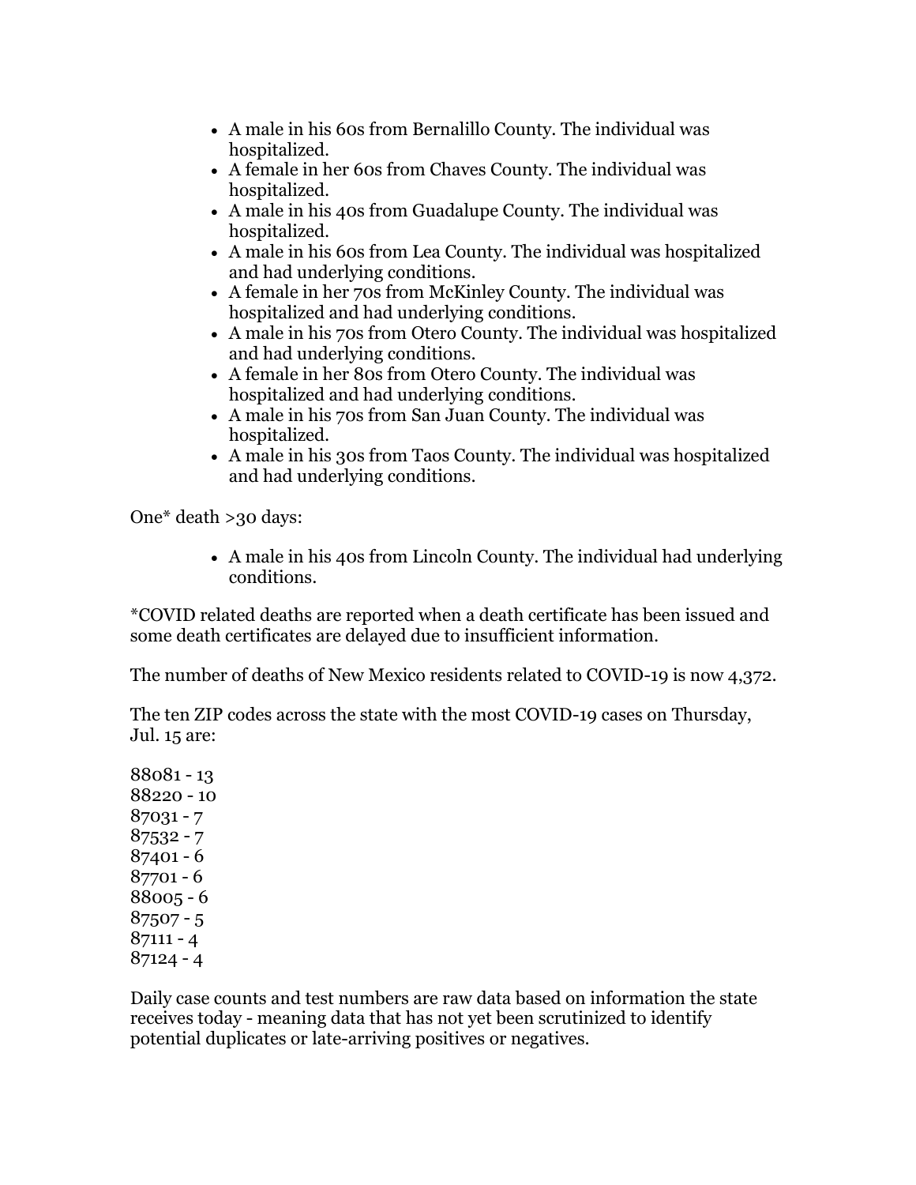- A male in his 60s from Bernalillo County. The individual was hospitalized.
- A female in her 60s from Chaves County. The individual was hospitalized.
- A male in his 40s from Guadalupe County. The individual was hospitalized.
- A male in his 60s from Lea County. The individual was hospitalized and had underlying conditions.
- A female in her 70s from McKinley County. The individual was hospitalized and had underlying conditions.
- A male in his 70s from Otero County. The individual was hospitalized and had underlying conditions.
- A female in her 80s from Otero County. The individual was hospitalized and had underlying conditions.
- A male in his 70s from San Juan County. The individual was hospitalized.
- A male in his 30s from Taos County. The individual was hospitalized and had underlying conditions.

One* death >30 days:

- A male in his 40s from Lincoln County. The individual had underlying conditions.

*COVID related deaths are reported when a death certificate has been issued and some death certificates are delayed due to insufficient information.

The number of deaths of New Mexico residents related to COVID-19 is now 4,372.

The ten ZIP codes across the state with the most COVID-19 cases on Thursday, Jul. 15 are:

88081 - 13  
88220 - 10  
87031 - 7  
87532 - 7  
87401 - 6  
87701 - 6  
88005 - 6  
87507 - 5  
87111 - 4  
87124 - 4

Daily case counts and test numbers are raw data based on information the state receives today - meaning data that has not yet been scrutinized to identify potential duplicates or late-arriving positives or negatives.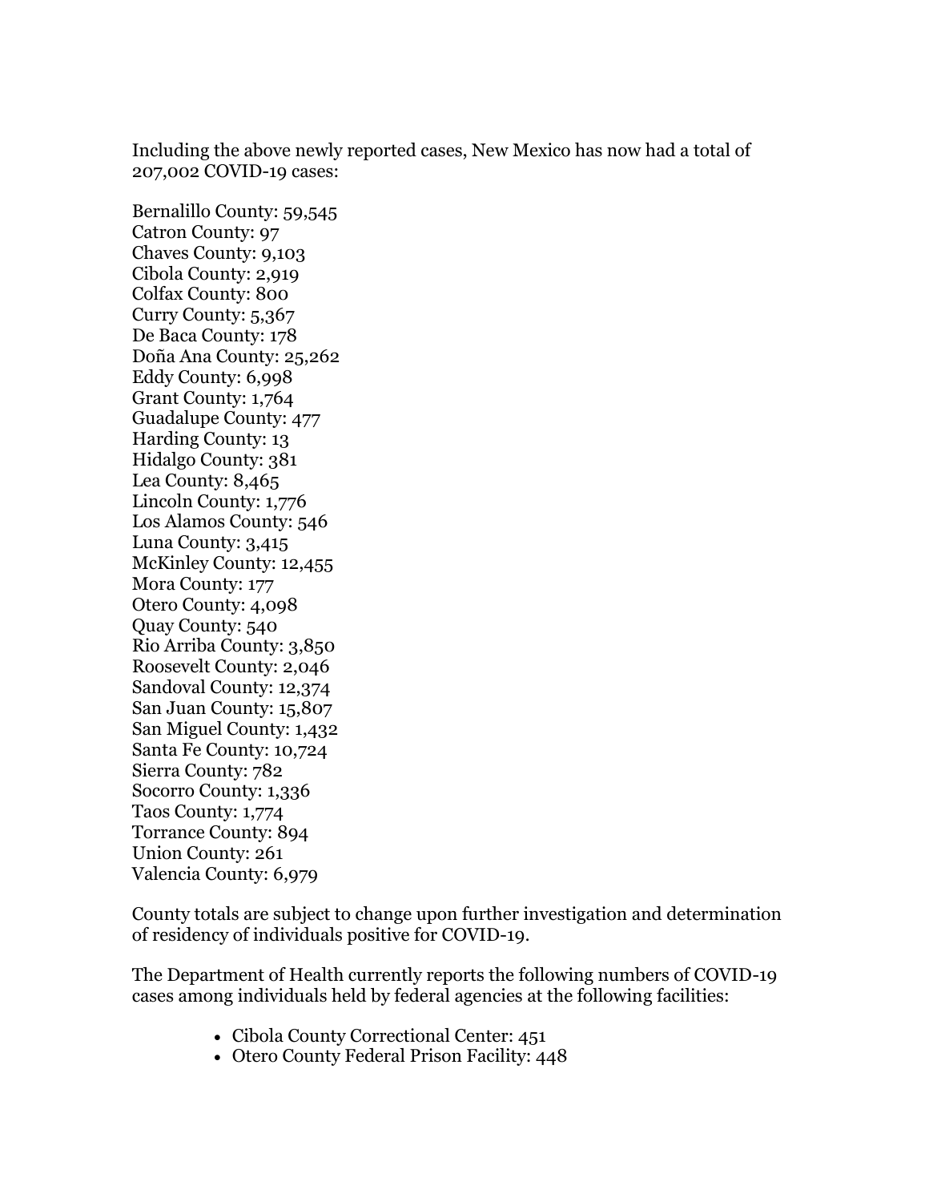Including the above newly reported cases, New Mexico has now had a total of 207,002 COVID-19 cases:

Bernalillo County: 59,545  
Catron County: 97  
Chaves County: 9,103  
Cibola County: 2,919  
Colfax County: 800  
Curry County: 5,367  
De Baca County: 178  
Doña Ana County: 25,262  
Eddy County: 6,998  
Grant County: 1,764  
Guadalupe County: 477  
Harding County: 13  
Hidalgo County: 381  
Lea County: 8,465  
Lincoln County: 1,776  
Los Alamos County: 546  
Luna County: 3,415  
McKinley County: 12,455  
Mora County: 177  
Otero County: 4,098  
Quay County: 540  
Rio Arriba County: 3,850  
Roosevelt County: 2,046  
Sandoval County: 12,374  
San Juan County: 15,807  
San Miguel County: 1,432  
Santa Fe County: 10,724  
Sierra County: 782  
Socorro County: 1,336  
Taos County: 1,774  
Torrance County: 894  
Union County: 261  
Valencia County: 6,979

County totals are subject to change upon further investigation and determination of residency of individuals positive for COVID-19.

The Department of Health currently reports the following numbers of COVID-19 cases among individuals held by federal agencies at the following facilities:

- Cibola County Correctional Center: 451
- Otero County Federal Prison Facility: 448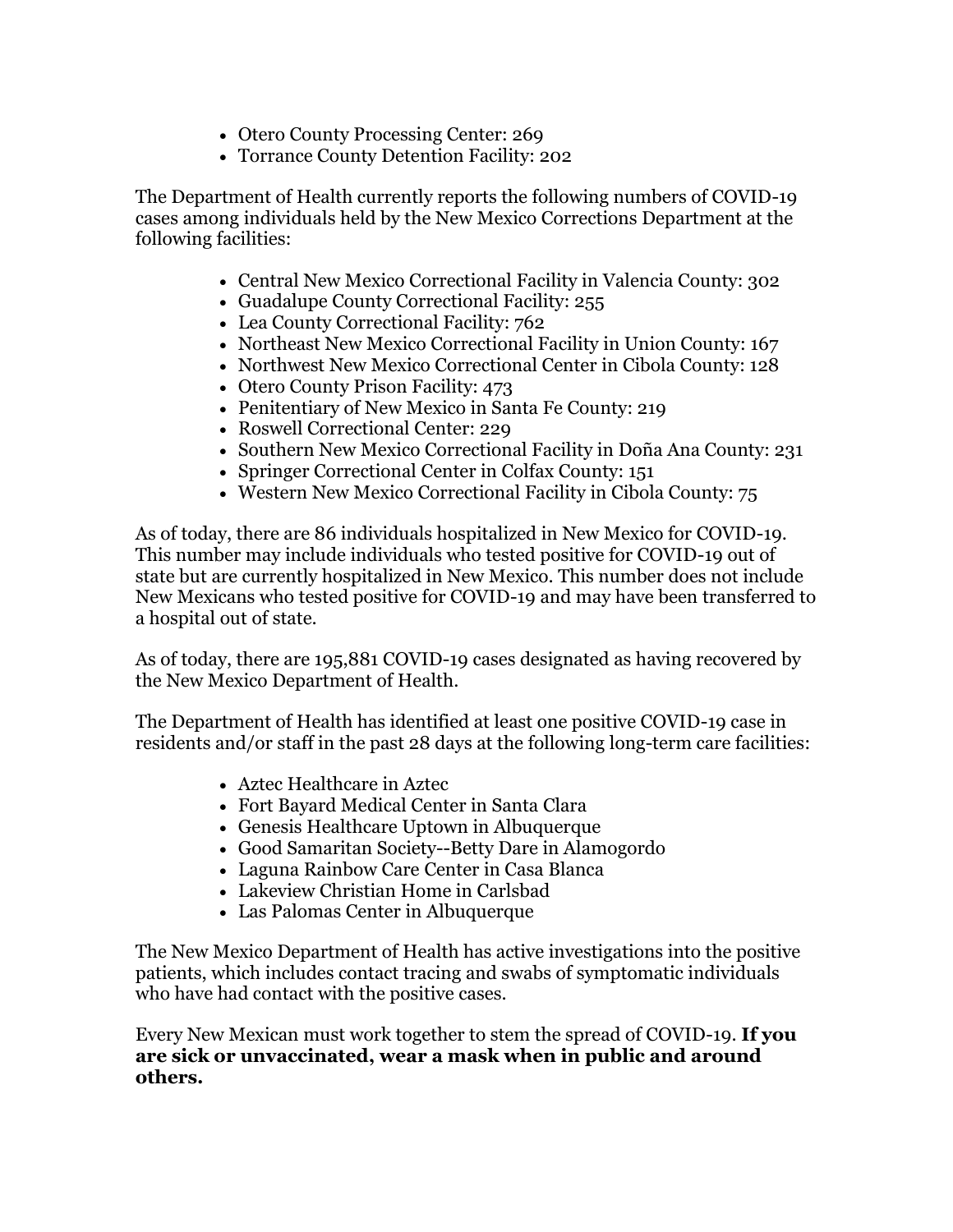- Otero County Processing Center: 269
- Torrance County Detention Facility: 202

The Department of Health currently reports the following numbers of COVID-19 cases among individuals held by the New Mexico Corrections Department at the following facilities:

- Central New Mexico Correctional Facility in Valencia County: 302
- Guadalupe County Correctional Facility: 255
- Lea County Correctional Facility: 762
- Northeast New Mexico Correctional Facility in Union County: 167
- Northwest New Mexico Correctional Center in Cibola County: 128
- Otero County Prison Facility: 473
- Penitentiary of New Mexico in Santa Fe County: 219
- Roswell Correctional Center: 229
- Southern New Mexico Correctional Facility in Doña Ana County: 231
- Springer Correctional Center in Colfax County: 151
- Western New Mexico Correctional Facility in Cibola County: 75

As of today, there are 86 individuals hospitalized in New Mexico for COVID-19. This number may include individuals who tested positive for COVID-19 out of state but are currently hospitalized in New Mexico. This number does not include New Mexicans who tested positive for COVID-19 and may have been transferred to a hospital out of state.

As of today, there are 195,881 COVID-19 cases designated as having recovered by the New Mexico Department of Health.

The Department of Health has identified at least one positive COVID-19 case in residents and/or staff in the past 28 days at the following long-term care facilities:

- Aztec Healthcare in Aztec
- Fort Bayard Medical Center in Santa Clara
- Genesis Healthcare Uptown in Albuquerque
- Good Samaritan Society--Betty Dare in Alamogordo
- Laguna Rainbow Care Center in Casa Blanca
- Lakeview Christian Home in Carlsbad
- Las Palomas Center in Albuquerque

The New Mexico Department of Health has active investigations into the positive patients, which includes contact tracing and swabs of symptomatic individuals who have had contact with the positive cases.

Every New Mexican must work together to stem the spread of COVID-19. **If you are sick or unvaccinated, wear a mask when in public and around others.**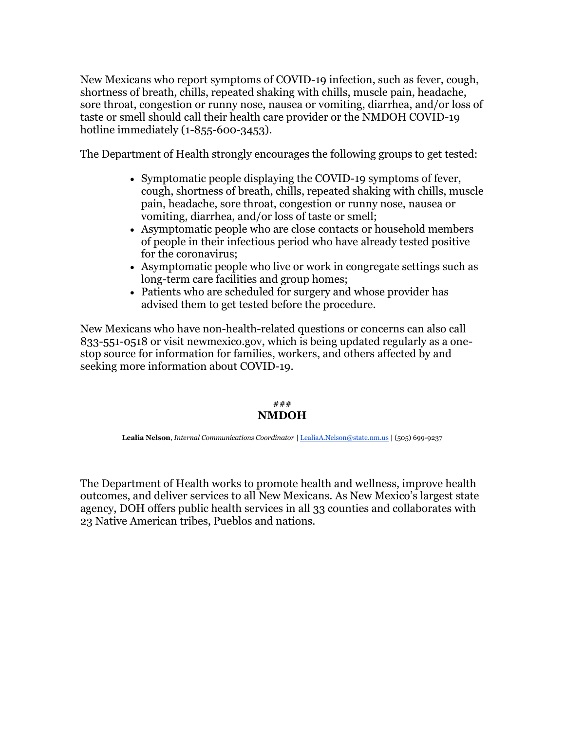New Mexicans who report symptoms of COVID-19 infection, such as fever, cough, shortness of breath, chills, repeated shaking with chills, muscle pain, headache, sore throat, congestion or runny nose, nausea or vomiting, diarrhea, and/or loss of taste or smell should call their health care provider or the NMDOH COVID-19 hotline immediately (1-855-600-3453).

The Department of Health strongly encourages the following groups to get tested:

- Symptomatic people displaying the COVID-19 symptoms of fever, cough, shortness of breath, chills, repeated shaking with chills, muscle pain, headache, sore throat, congestion or runny nose, nausea or vomiting, diarrhea, and/or loss of taste or smell;
- Asymptomatic people who are close contacts or household members of people in their infectious period who have already tested positive for the coronavirus;
- Asymptomatic people who live or work in congregate settings such as long-term care facilities and group homes;
- Patients who are scheduled for surgery and whose provider has advised them to get tested before the procedure.

New Mexicans who have non-health-related questions or concerns can also call 833-551-0518 or visit newmexico.gov, which is being updated regularly as a one-stop source for information for families, workers, and others affected by and seeking more information about COVID-19.

###

**NMDOH**

**Lealia Nelson**, *Internal Communications Coordinator* | LealiaA.Nelson@state.nm.us | (505) 699-9237

The Department of Health works to promote health and wellness, improve health outcomes, and deliver services to all New Mexicans. As New Mexico's largest state agency, DOH offers public health services in all 33 counties and collaborates with 23 Native American tribes, Pueblos and nations.